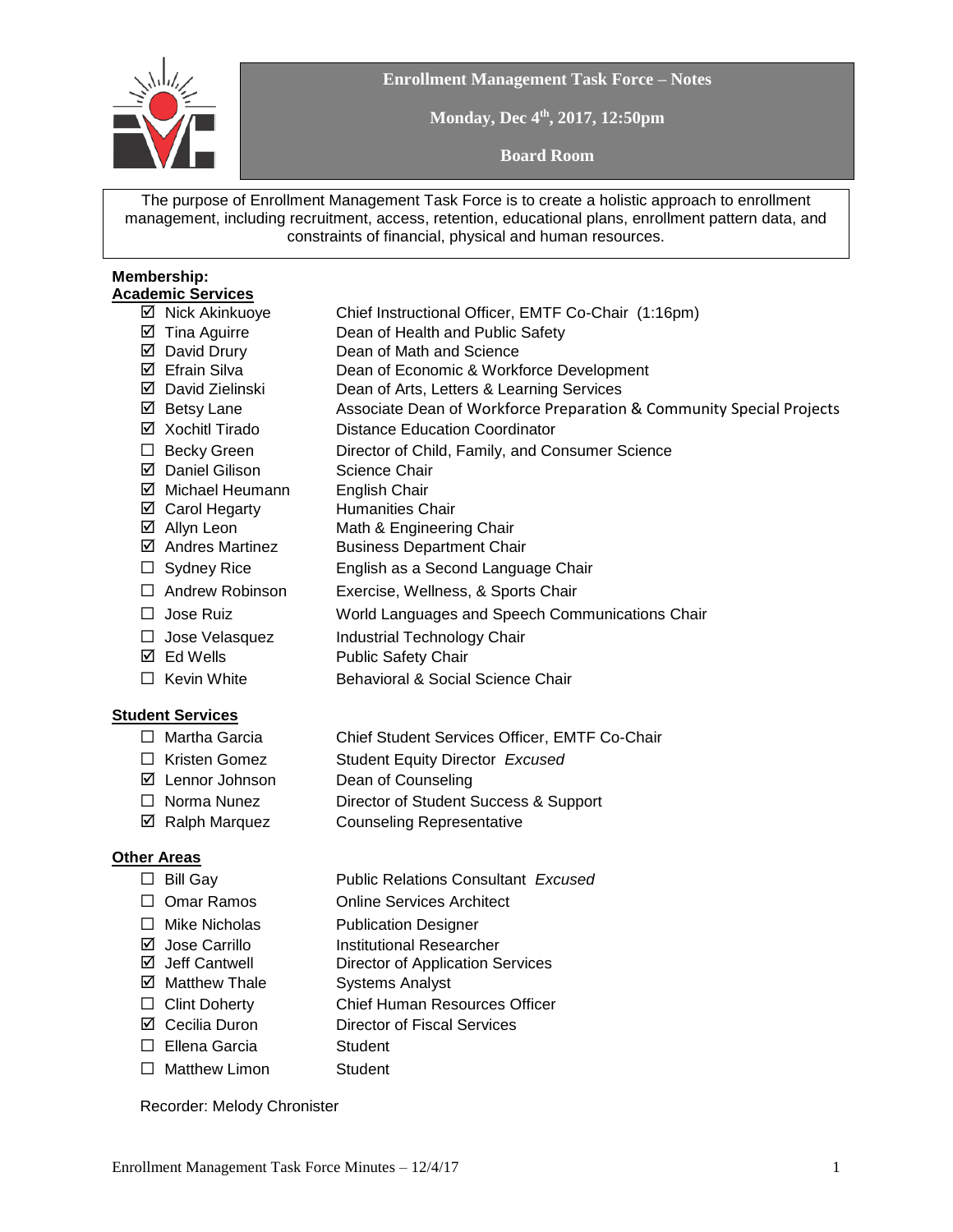# Enrollment Management Task Force – Notes

**Monday, Dec 4th, 2017, 12:50pm**

**Board Room**

The purpose of Enrollment Management Task Force is to create a holistic approach to enrollment management, including recruitment, access, retention, educational plans, enrollment pattern data, and constraints of financial, physical and human resources.

**Membership:**

**Academic Services**

- ☑ Nick Akinkuoye — Chief Instructional Officer, EMTF Co-Chair (1:16pm)
- ☑ Tina Aguirre — Dean of Health and Public Safety
- ☑ David Drury — Dean of Math and Science
- ☑ Efrain Silva — Dean of Economic & Workforce Development
- ☑ David Zielinski — Dean of Arts, Letters & Learning Services
- ☑ Betsy Lane — Associate Dean of Workforce Preparation & Community Special Projects
- ☑ Xochitl Tirado — Distance Education Coordinator
- ☐ Becky Green — Director of Child, Family, and Consumer Science
- ☑ Daniel Gilison — Science Chair
- ☑ Michael Heumann — English Chair
- ☑ Carol Hegarty — Humanities Chair
- ☑ Allyn Leon — Math & Engineering Chair
- ☑ Andres Martinez — Business Department Chair
- ☐ Sydney Rice — English as a Second Language Chair
- ☐ Andrew Robinson — Exercise, Wellness, & Sports Chair
- ☐ Jose Ruiz — World Languages and Speech Communications Chair
- ☐ Jose Velasquez — Industrial Technology Chair
- ☑ Ed Wells — Public Safety Chair
- ☐ Kevin White — Behavioral & Social Science Chair

**Student Services**

- ☐ Martha Garcia — Chief Student Services Officer, EMTF Co-Chair
- ☐ Kristen Gomez — Student Equity Director *Excused*
- ☑ Lennor Johnson — Dean of Counseling
- ☐ Norma Nunez — Director of Student Success & Support
- ☑ Ralph Marquez — Counseling Representative

**Other Areas**

- ☐ Bill Gay — Public Relations Consultant *Excused*
- ☐ Omar Ramos — Online Services Architect
- ☐ Mike Nicholas — Publication Designer
- ☑ Jose Carrillo — Institutional Researcher
- ☑ Jeff Cantwell — Director of Application Services
- ☑ Matthew Thale — Systems Analyst
- ☐ Clint Doherty — Chief Human Resources Officer
- ☑ Cecilia Duron — Director of Fiscal Services
- ☐ Ellena Garcia — Student
- ☐ Matthew Limon — Student

Recorder: Melody Chronister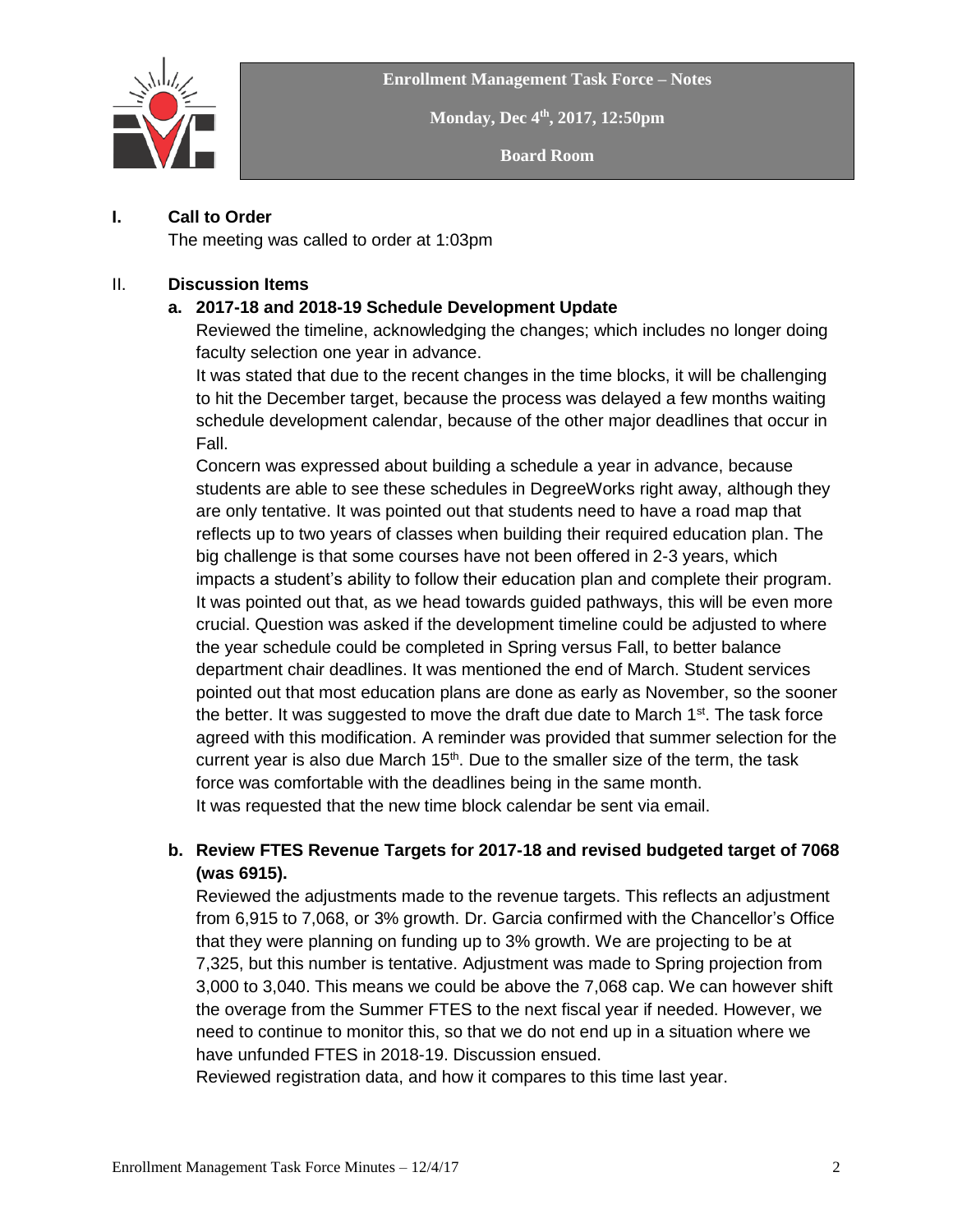**Enrollment Management Task Force – Notes**

**Monday, Dec 4th, 2017, 12:50pm**

**Board Room**

## I. Call to Order

The meeting was called to order at 1:03pm

## II. Discussion Items

### a. 2017-18 and 2018-19 Schedule Development Update

Reviewed the timeline, acknowledging the changes; which includes no longer doing faculty selection one year in advance.

It was stated that due to the recent changes in the time blocks, it will be challenging to hit the December target, because the process was delayed a few months waiting schedule development calendar, because of the other major deadlines that occur in Fall.

Concern was expressed about building a schedule a year in advance, because students are able to see these schedules in DegreeWorks right away, although they are only tentative. It was pointed out that students need to have a road map that reflects up to two years of classes when building their required education plan. The big challenge is that some courses have not been offered in 2-3 years, which impacts a student's ability to follow their education plan and complete their program. It was pointed out that, as we head towards guided pathways, this will be even more crucial. Question was asked if the development timeline could be adjusted to where the year schedule could be completed in Spring versus Fall, to better balance department chair deadlines. It was mentioned the end of March. Student services pointed out that most education plans are done as early as November, so the sooner the better. It was suggested to move the draft due date to March 1st. The task force agreed with this modification. A reminder was provided that summer selection for the current year is also due March 15th. Due to the smaller size of the term, the task force was comfortable with the deadlines being in the same month.

It was requested that the new time block calendar be sent via email.

### b. Review FTES Revenue Targets for 2017-18 and revised budgeted target of 7068 (was 6915).

Reviewed the adjustments made to the revenue targets. This reflects an adjustment from 6,915 to 7,068, or 3% growth. Dr. Garcia confirmed with the Chancellor's Office that they were planning on funding up to 3% growth. We are projecting to be at 7,325, but this number is tentative. Adjustment was made to Spring projection from 3,000 to 3,040. This means we could be above the 7,068 cap. We can however shift the overage from the Summer FTES to the next fiscal year if needed. However, we need to continue to monitor this, so that we do not end up in a situation where we have unfunded FTES in 2018-19. Discussion ensued.

Reviewed registration data, and how it compares to this time last year.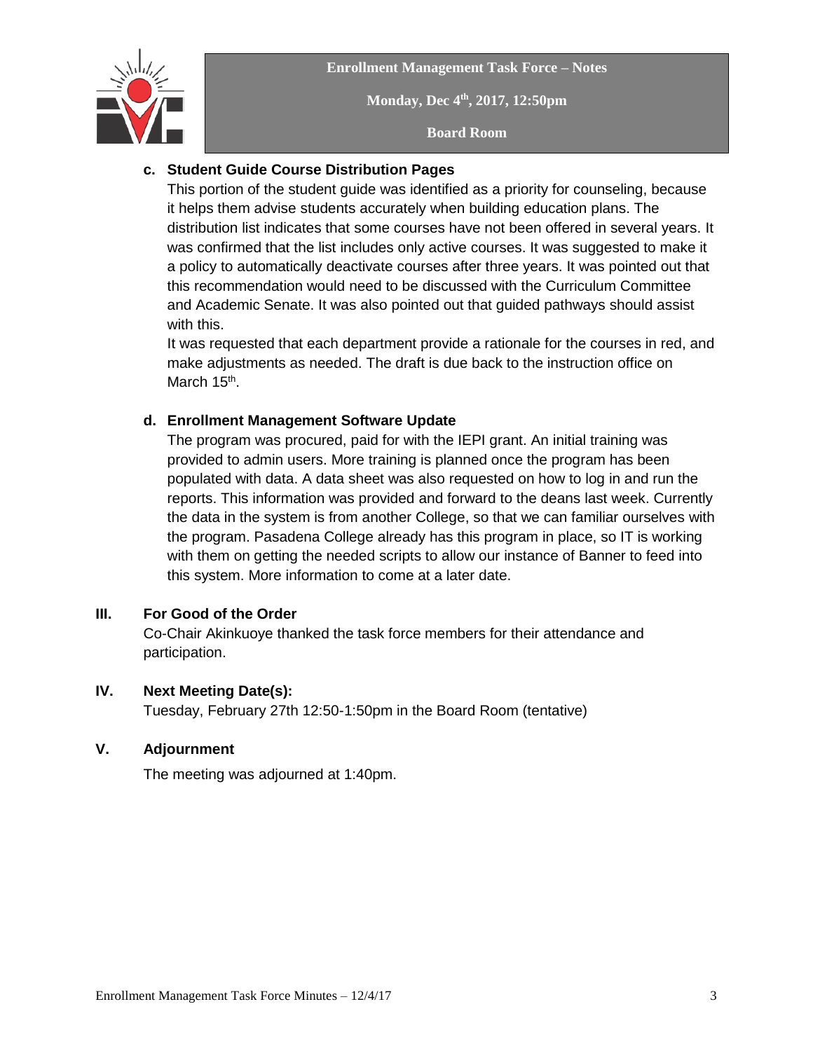**Enrollment Management Task Force – Notes**

**Monday, Dec 4th, 2017, 12:50pm**

**Board Room**

**c. Student Guide Course Distribution Pages**

This portion of the student guide was identified as a priority for counseling, because it helps them advise students accurately when building education plans. The distribution list indicates that some courses have not been offered in several years. It was confirmed that the list includes only active courses. It was suggested to make it a policy to automatically deactivate courses after three years. It was pointed out that this recommendation would need to be discussed with the Curriculum Committee and Academic Senate. It was also pointed out that guided pathways should assist with this.

It was requested that each department provide a rationale for the courses in red, and make adjustments as needed. The draft is due back to the instruction office on March 15th.

**d. Enrollment Management Software Update**

The program was procured, paid for with the IEPI grant. An initial training was provided to admin users. More training is planned once the program has been populated with data. A data sheet was also requested on how to log in and run the reports. This information was provided and forward to the deans last week. Currently the data in the system is from another College, so that we can familiar ourselves with the program. Pasadena College already has this program in place, so IT is working with them on getting the needed scripts to allow our instance of Banner to feed into this system. More information to come at a later date.

## III. For Good of the Order

Co-Chair Akinkuoye thanked the task force members for their attendance and participation.

## IV. Next Meeting Date(s):

Tuesday, February 27th 12:50-1:50pm in the Board Room (tentative)

## V. Adjournment

The meeting was adjourned at 1:40pm.